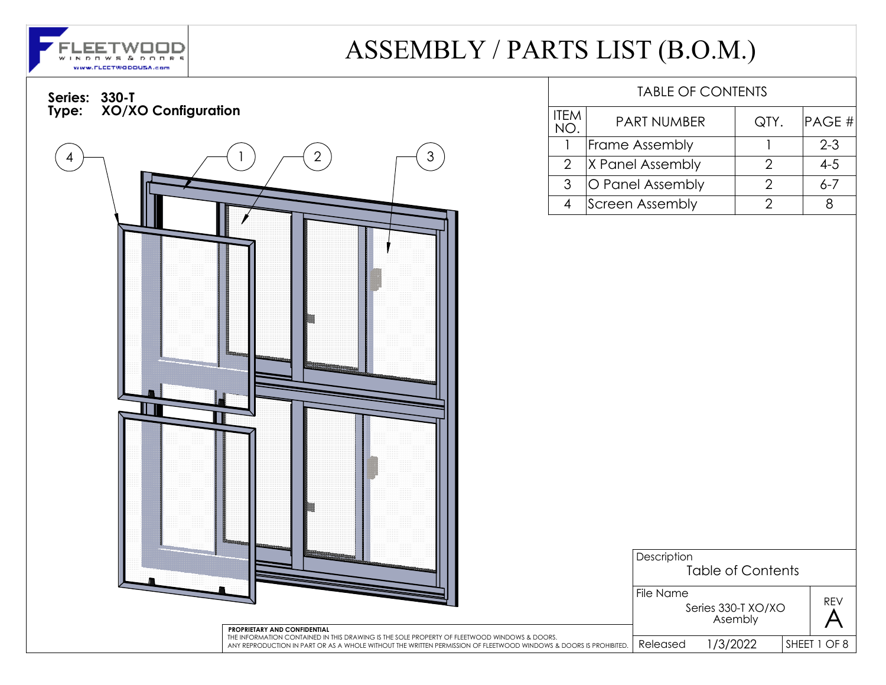# ASSEMBLY / PARTS LIST (B.O.M.)

FLEETWOOD WINDOWS & DOORS
www.FLEETWOODUSA.com

**Series: 330-T**
**Type: XO/XO Configuration**

4 1 2 3

## TABLE OF CONTENTS

| ITEM NO. | PART NUMBER | QTY. | PAGE # |
|---|---|---|---|
| 1 | Frame Assembly | 1 | 2-3 |
| 2 | X Panel Assembly | 2 | 4-5 |
| 3 | O Panel Assembly | 2 | 6-7 |
| 4 | Screen Assembly | 2 | 8 |

**PROPRIETARY AND CONFIDENTIAL**
THE INFORMATION CONTAINED IN THIS DRAWING IS THE SOLE PROPERTY OF FLEETWOOD WINDOWS & DOORS. ANY REPRODUCTION IN PART OR AS A WHOLE WITHOUT THE WRITTEN PERMISSION OF FLEETWOOD WINDOWS & DOORS IS PROHIBITED.

| Description | | |
|---|---|---|
| Table of Contents | | |
| File Name: Series 330-T XO/XO Asembly | | REV A |
| Released | 1/3/2022 | SHEET 1 OF 8 |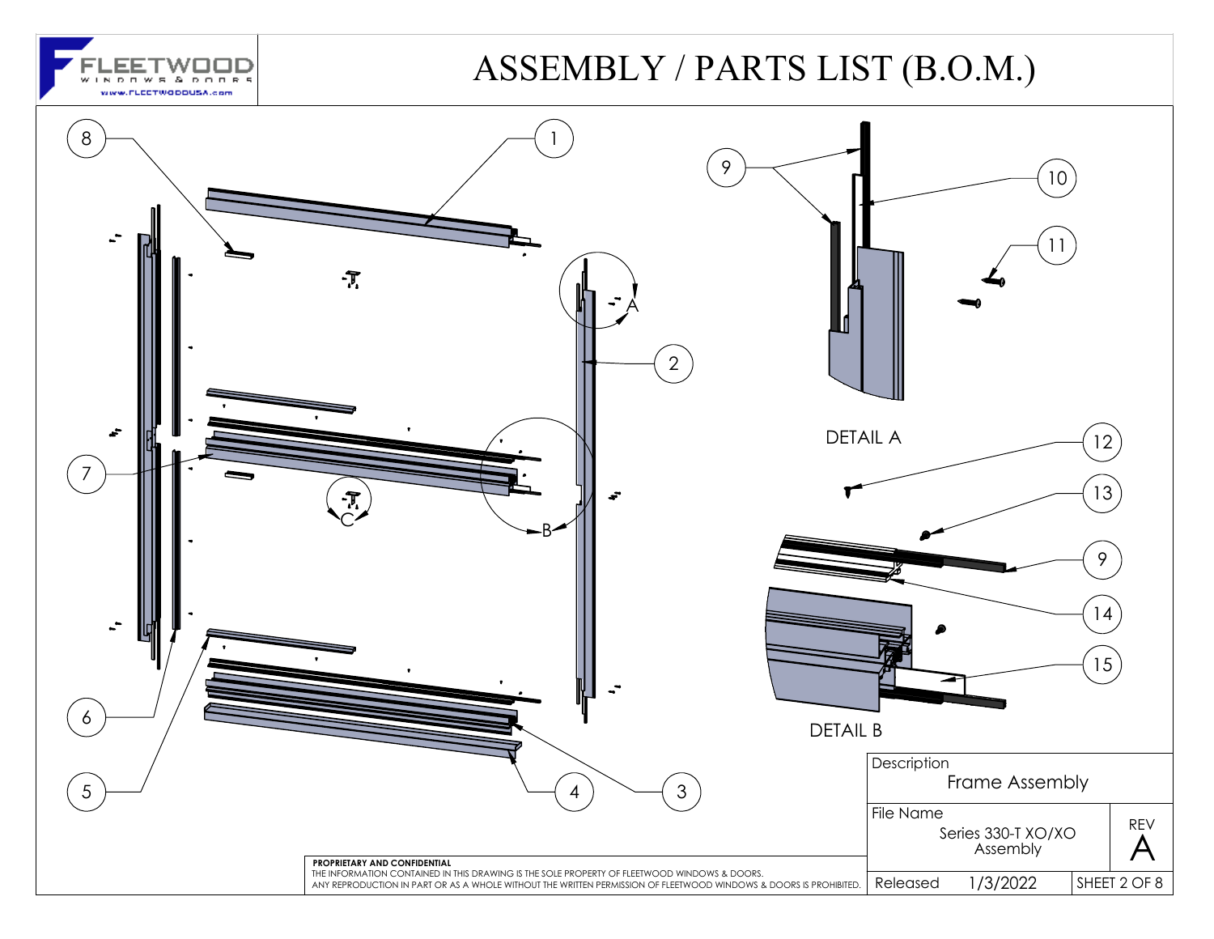# ASSEMBLY / PARTS LIST (B.O.M.)

FLEETWOOD WINDOWS & DOORS
www.FLEETWOODUSA.com

8 1 9 10 11 2 A 7 C B 12 13 9 14 15 6 5 4 3

DETAIL A

DETAIL B

**PROPRIETARY AND CONFIDENTIAL**
THE INFORMATION CONTAINED IN THIS DRAWING IS THE SOLE PROPERTY OF FLEETWOOD WINDOWS & DOORS.
ANY REPRODUCTION IN PART OR AS A WHOLE WITHOUT THE WRITTEN PERMISSION OF FLEETWOOD WINDOWS & DOORS IS PROHIBITED.

| Description | | |
|---|---|---|
| Frame Assembly | | |
| File Name | | REV |
| Series 330-T XO/XO Assembly | | A |
| Released | 1/3/2022 | SHEET 2 OF 8 |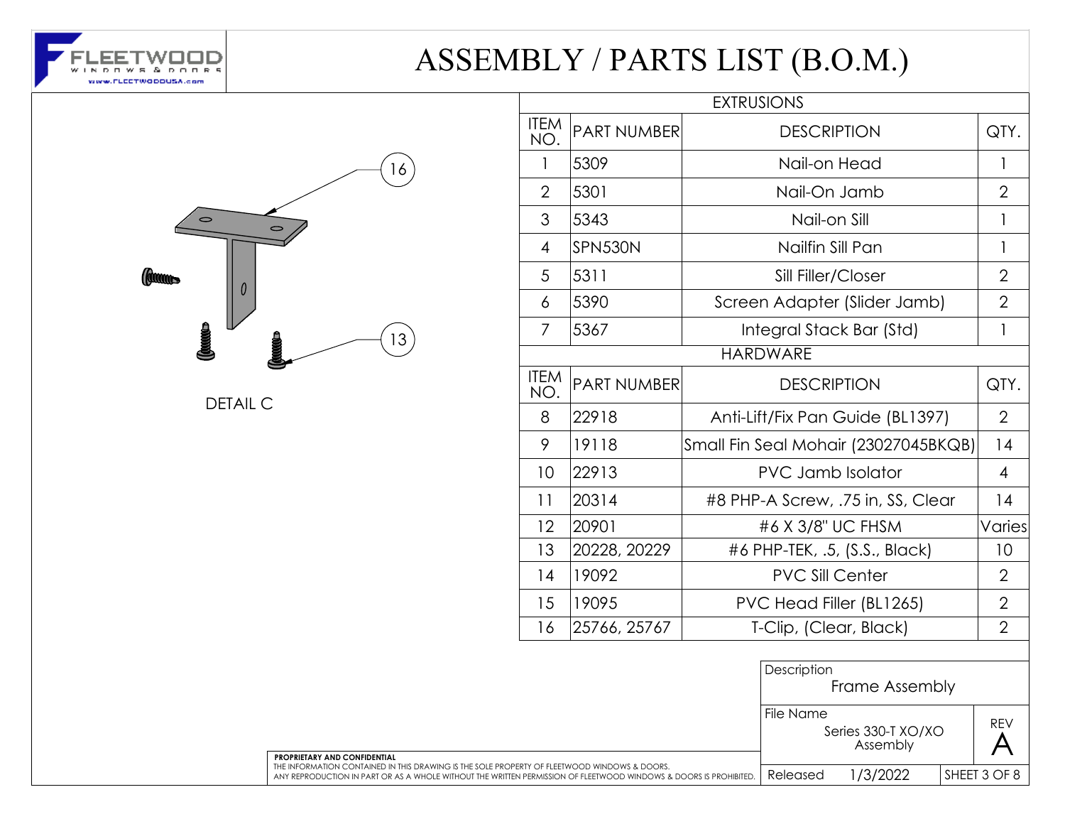# ASSEMBLY / PARTS LIST (B.O.M.)

16

13

DETAIL C

| EXTRUSIONS | | | |
|---|---|---|---|
| ITEM NO. | PART NUMBER | DESCRIPTION | QTY. |
| 1 | 5309 | Nail-on Head | 1 |
| 2 | 5301 | Nail-On Jamb | 2 |
| 3 | 5343 | Nail-on Sill | 1 |
| 4 | SPN530N | Nailfin Sill Pan | 1 |
| 5 | 5311 | Sill Filler/Closer | 2 |
| 6 | 5390 | Screen Adapter (Slider Jamb) | 2 |
| 7 | 5367 | Integral Stack Bar (Std) | 1 |

| HARDWARE | | | |
|---|---|---|---|
| ITEM NO. | PART NUMBER | DESCRIPTION | QTY. |
| 8 | 22918 | Anti-Lift/Fix Pan Guide (BL1397) | 2 |
| 9 | 19118 | Small Fin Seal Mohair (23027045BKQB) | 14 |
| 10 | 22913 | PVC Jamb Isolator | 4 |
| 11 | 20314 | #8 PHP-A Screw, .75 in, SS, Clear | 14 |
| 12 | 20901 | #6 X 3/8" UC FHSM | Varies |
| 13 | 20228, 20229 | #6 PHP-TEK, .5, (S.S., Black) | 10 |
| 14 | 19092 | PVC Sill Center | 2 |
| 15 | 19095 | PVC Head Filler (BL1265) | 2 |
| 16 | 25766, 25767 | T-Clip, (Clear, Black) | 2 |

| Description | | |
|---|---|---|
| Frame Assembly | | |
| File Name: Series 330-T XO/XO Assembly | | REV A |
| Released | 1/3/2022 | SHEET 3 OF 8 |

**PROPRIETARY AND CONFIDENTIAL**
THE INFORMATION CONTAINED IN THIS DRAWING IS THE SOLE PROPERTY OF FLEETWOOD WINDOWS & DOORS. ANY REPRODUCTION IN PART OR AS A WHOLE WITHOUT THE WRITTEN PERMISSION OF FLEETWOOD WINDOWS & DOORS IS PROHIBITED.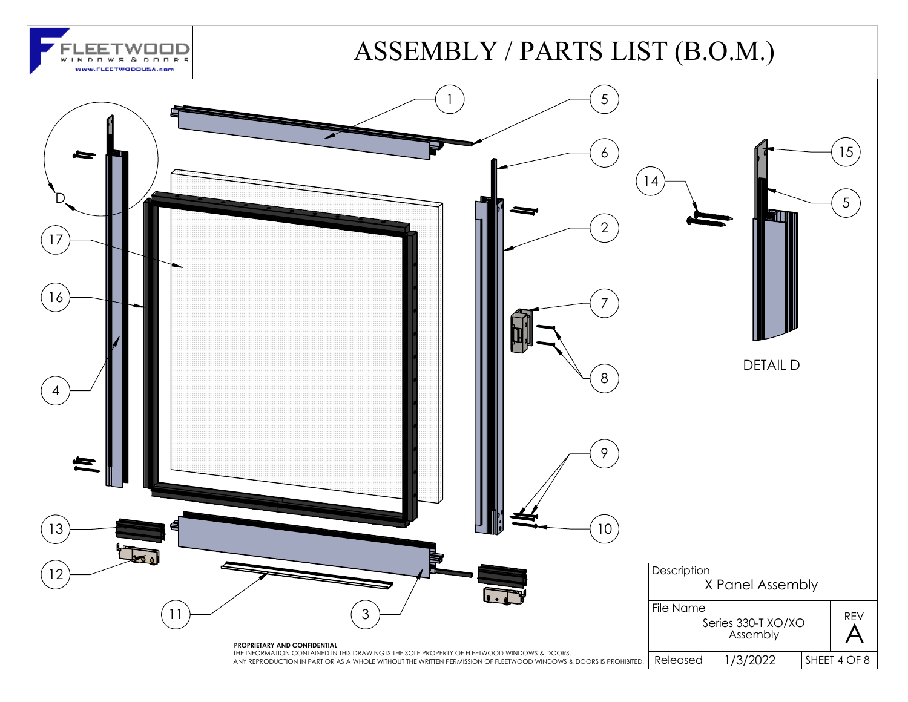# ASSEMBLY / PARTS LIST (B.O.M.)

FLEETWOOD WINDOWS & DOORS
www.FLEETWOODUSA.com

1
2
3
4
5
6
7
8
9
10
11
12
13
14
15
16
17

D

DETAIL D

**PROPRIETARY AND CONFIDENTIAL**
THE INFORMATION CONTAINED IN THIS DRAWING IS THE SOLE PROPERTY OF FLEETWOOD WINDOWS & DOORS.
ANY REPRODUCTION IN PART OR AS A WHOLE WITHOUT THE WRITTEN PERMISSION OF FLEETWOOD WINDOWS & DOORS IS PROHIBITED.

| Description | | |
|---|---|---|
| X Panel Assembly | | |
| File Name | Series 330-T XO/XO Assembly | REV A |
| Released | 1/3/2022 | SHEET 4 OF 8 |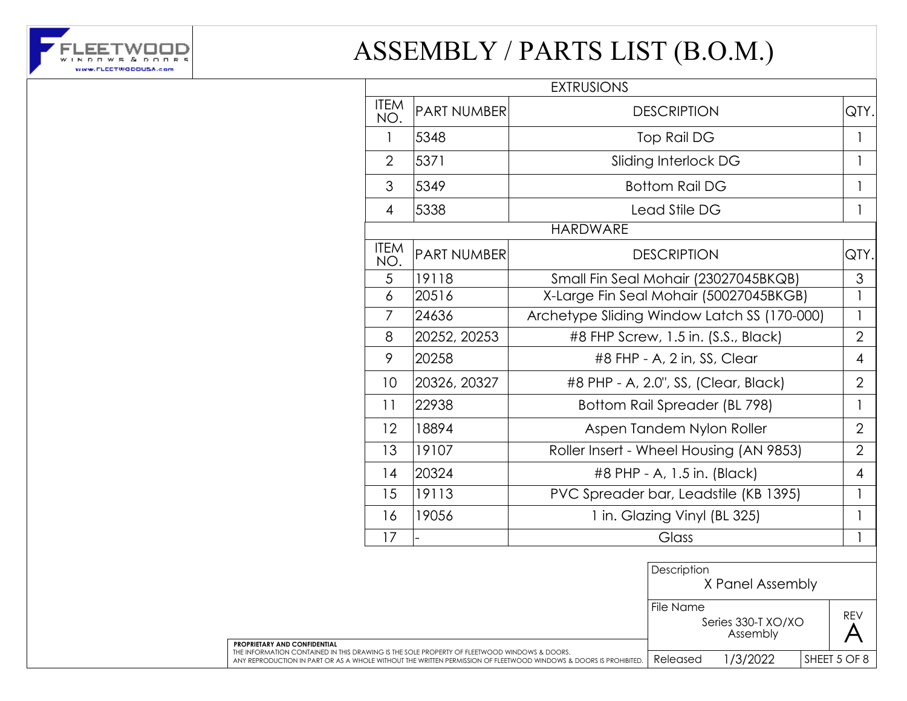# ASSEMBLY / PARTS LIST (B.O.M.)

**EXTRUSIONS**

| ITEM NO. | PART NUMBER | DESCRIPTION | QTY. |
|---|---|---|---|
| 1 | 5348 | Top Rail DG | 1 |
| 2 | 5371 | Sliding Interlock DG | 1 |
| 3 | 5349 | Bottom Rail DG | 1 |
| 4 | 5338 | Lead Stile DG | 1 |

**HARDWARE**

| ITEM NO. | PART NUMBER | DESCRIPTION | QTY. |
|---|---|---|---|
| 5 | 19118 | Small Fin Seal Mohair (23027045BKQB) | 3 |
| 6 | 20516 | X-Large Fin Seal Mohair (50027045BKGB) | 1 |
| 7 | 24636 | Archetype Sliding Window Latch SS (170-000) | 1 |
| 8 | 20252, 20253 | #8 FHP Screw, 1.5 in. (S.S., Black) | 2 |
| 9 | 20258 | #8 FHP - A, 2 in, SS, Clear | 4 |
| 10 | 20326, 20327 | #8 PHP - A, 2.0", SS, (Clear, Black) | 2 |
| 11 | 22938 | Bottom Rail Spreader (BL 798) | 1 |
| 12 | 18894 | Aspen Tandem Nylon Roller | 2 |
| 13 | 19107 | Roller Insert - Wheel Housing (AN 9853) | 2 |
| 14 | 20324 | #8 PHP - A, 1.5 in. (Black) | 4 |
| 15 | 19113 | PVC Spreader bar, Leadstile (KB 1395) | 1 |
| 16 | 19056 | 1 in. Glazing Vinyl (BL 325) | 1 |
| 17 | - | Glass | 1 |

| Description | | |
|---|---|---|
| X Panel Assembly | | |
| File Name: Series 330-T XO/XO Assembly | | REV A |
| Released | 1/3/2022 | SHEET 5 OF 8 |

**PROPRIETARY AND CONFIDENTIAL**
THE INFORMATION CONTAINED IN THIS DRAWING IS THE SOLE PROPERTY OF FLEETWOOD WINDOWS & DOORS. ANY REPRODUCTION IN PART OR AS A WHOLE WITHOUT THE WRITTEN PERMISSION OF FLEETWOOD WINDOWS & DOORS IS PROHIBITED.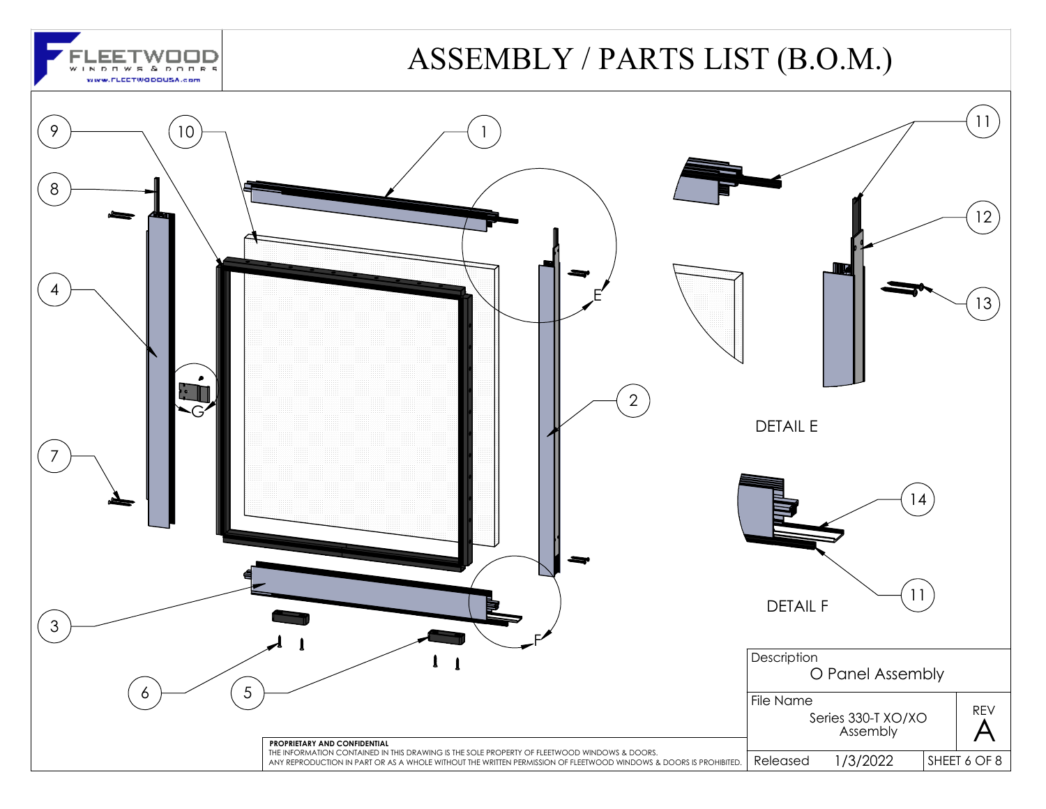# ASSEMBLY / PARTS LIST (B.O.M.)

FLEETWOOD WINDOWS & DOORS
www.FLEETWOODUSA.com

1 2 3 4 5 6 7 8 9 10 11 12 13 14

E F G

DETAIL E

DETAIL F

| Description | |
|---|---|
| O Panel Assembly | |
| File Name | REV |
| Series 330-T XO/XO Assembly | A |
| Released 1/3/2022 | SHEET 6 OF 8 |

**PROPRIETARY AND CONFIDENTIAL**
THE INFORMATION CONTAINED IN THIS DRAWING IS THE SOLE PROPERTY OF FLEETWOOD WINDOWS & DOORS.
ANY REPRODUCTION IN PART OR AS A WHOLE WITHOUT THE WRITTEN PERMISSION OF FLEETWOOD WINDOWS & DOORS IS PROHIBITED.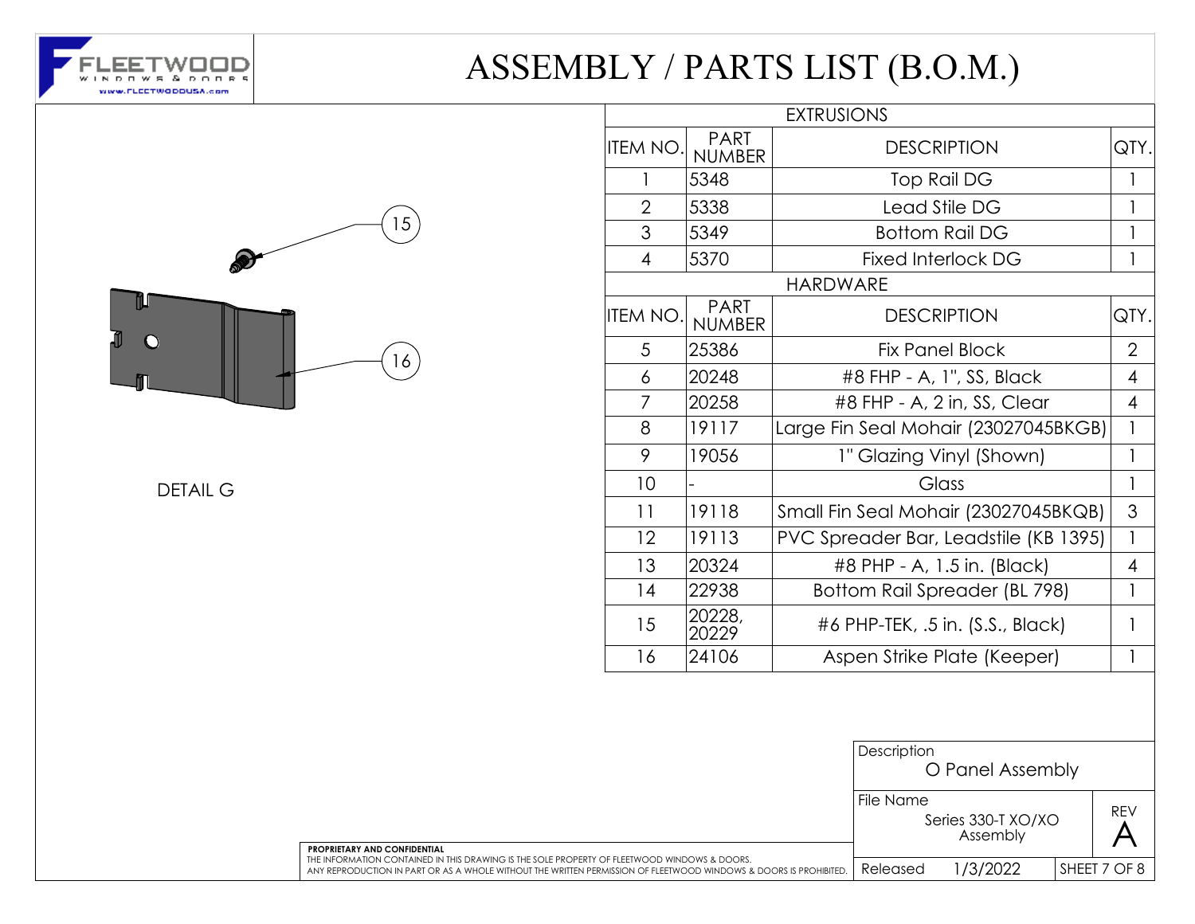# ASSEMBLY / PARTS LIST (B.O.M.)

FLEETWOOD WINDOWS & DOORS
www.FLEETWOODUSA.com

15

16

DETAIL G

| EXTRUSIONS | | | |
|---|---|---|---|
| ITEM NO. | PART NUMBER | DESCRIPTION | QTY. |
| 1 | 5348 | Top Rail DG | 1 |
| 2 | 5338 | Lead Stile DG | 1 |
| 3 | 5349 | Bottom Rail DG | 1 |
| 4 | 5370 | Fixed Interlock DG | 1 |
| **HARDWARE** | | | |
| ITEM NO. | PART NUMBER | DESCRIPTION | QTY. |
| 5 | 25386 | Fix Panel Block | 2 |
| 6 | 20248 | #8 FHP - A, 1", SS, Black | 4 |
| 7 | 20258 | #8 FHP - A, 2 in, SS, Clear | 4 |
| 8 | 19117 | Large Fin Seal Mohair (23027045BKGB) | 1 |
| 9 | 19056 | 1" Glazing Vinyl (Shown) | 1 |
| 10 | - | Glass | 1 |
| 11 | 19118 | Small Fin Seal Mohair (23027045BKQB) | 3 |
| 12 | 19113 | PVC Spreader Bar, Leadstile (KB 1395) | 1 |
| 13 | 20324 | #8 PHP - A, 1.5 in. (Black) | 4 |
| 14 | 22938 | Bottom Rail Spreader (BL 798) | 1 |
| 15 | 20228, 20229 | #6 PHP-TEK, .5 in. (S.S., Black) | 1 |
| 16 | 24106 | Aspen Strike Plate (Keeper) | 1 |

**PROPRIETARY AND CONFIDENTIAL**
THE INFORMATION CONTAINED IN THIS DRAWING IS THE SOLE PROPERTY OF FLEETWOOD WINDOWS & DOORS. ANY REPRODUCTION IN PART OR AS A WHOLE WITHOUT THE WRITTEN PERMISSION OF FLEETWOOD WINDOWS & DOORS IS PROHIBITED.

| Description | | |
|---|---|---|
| O Panel Assembly | | |
| File Name: Series 330-T XO/XO Assembly | | REV A |
| Released | 1/3/2022 | SHEET 7 OF 8 |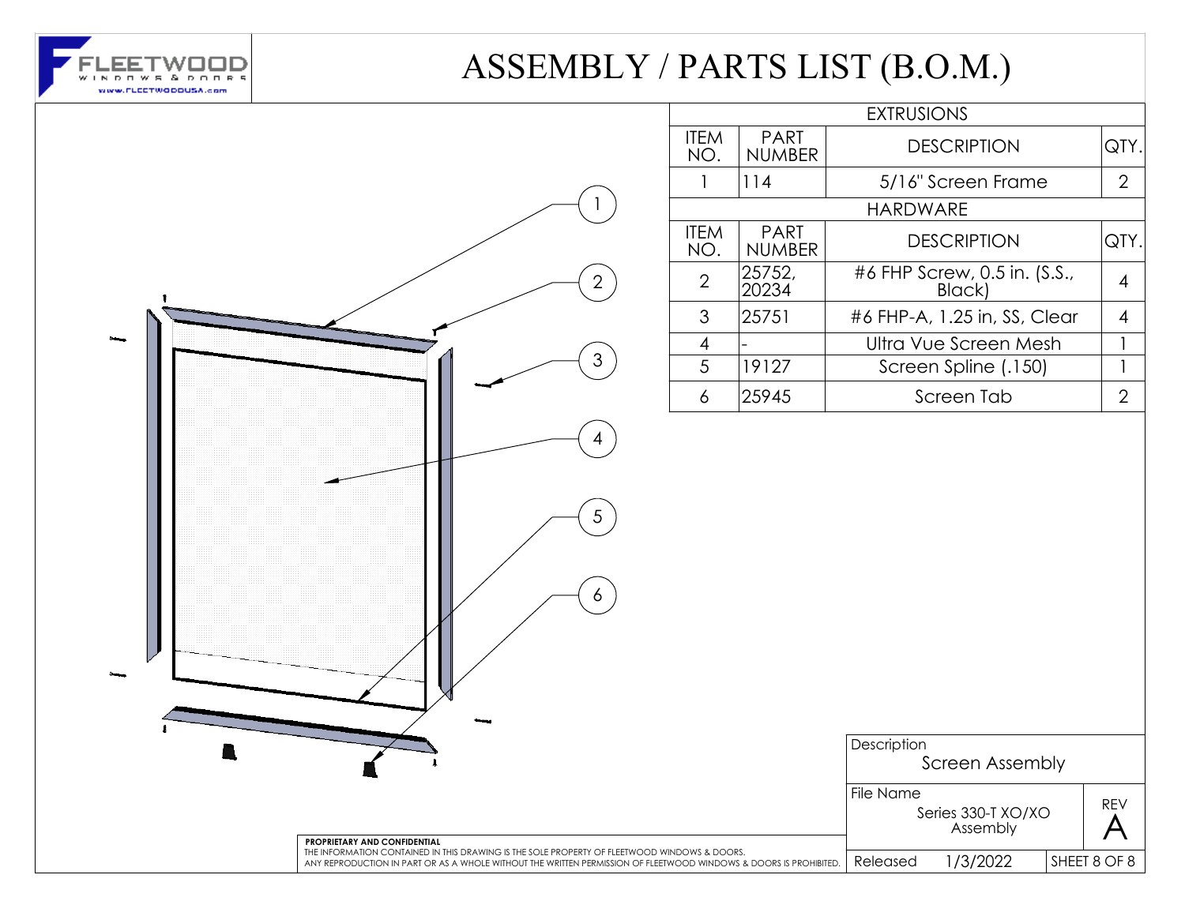FLEETWOOD WINDOWS & DOORS
www.FLEETWOODUSA.com

# ASSEMBLY / PARTS LIST (B.O.M.)

| EXTRUSIONS | | | |
|---|---|---|---|
| ITEM NO. | PART NUMBER | DESCRIPTION | QTY. |
| 1 | 114 | 5/16" Screen Frame | 2 |

| HARDWARE | | | |
|---|---|---|---|
| ITEM NO. | PART NUMBER | DESCRIPTION | QTY. |
| 2 | 25752, 20234 | #6 FHP Screw, 0.5 in. (S.S., Black) | 4 |
| 3 | 25751 | #6 FHP-A, 1.25 in, SS, Clear | 4 |
| 4 | - | Ultra Vue Screen Mesh | 1 |
| 5 | 19127 | Screen Spline (.150) | 1 |
| 6 | 25945 | Screen Tab | 2 |

1
2
3
4
5
6

**PROPRIETARY AND CONFIDENTIAL**
THE INFORMATION CONTAINED IN THIS DRAWING IS THE SOLE PROPERTY OF FLEETWOOD WINDOWS & DOORS. ANY REPRODUCTION IN PART OR AS A WHOLE WITHOUT THE WRITTEN PERMISSION OF FLEETWOOD WINDOWS & DOORS IS PROHIBITED.

| | | | |
|---|---|---|---|
| Description: Screen Assembly | | | |
| File Name: Series 330-T XO/XO Assembly | | | REV A |
| Released | 1/3/2022 | SHEET 8 OF 8 | |